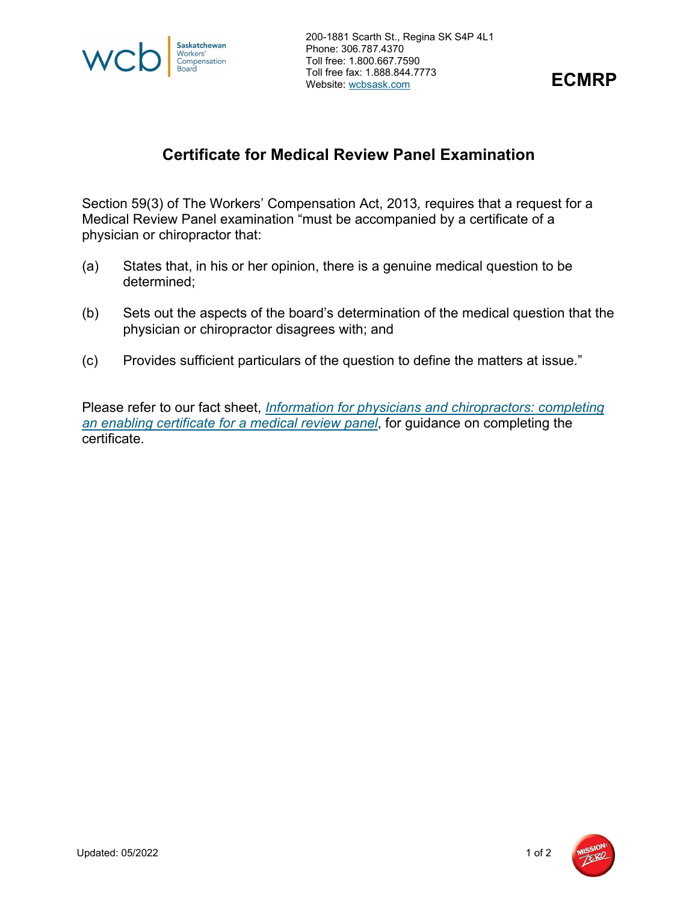Saskatchewan Workers' Compensation Board

200-1881 Scarth St., Regina SK S4P 4L1
Phone: 306.787.4370
Toll free: 1.800.667.7590
Toll free fax: 1.888.844.7773
Website: wcbsask.com

**ECMRP**

# Certificate for Medical Review Panel Examination

Section 59(3) of The Workers' Compensation Act, 2013*,* requires that a request for a Medical Review Panel examination "must be accompanied by a certificate of a physician or chiropractor that:

(a) States that, in his or her opinion, there is a genuine medical question to be determined;

(b) Sets out the aspects of the board's determination of the medical question that the physician or chiropractor disagrees with; and

(c) Provides sufficient particulars of the question to define the matters at issue."

Please refer to our fact sheet, *Information for physicians and chiropractors: completing an enabling certificate for a medical review panel*, for guidance on completing the certificate.

Updated: 05/2022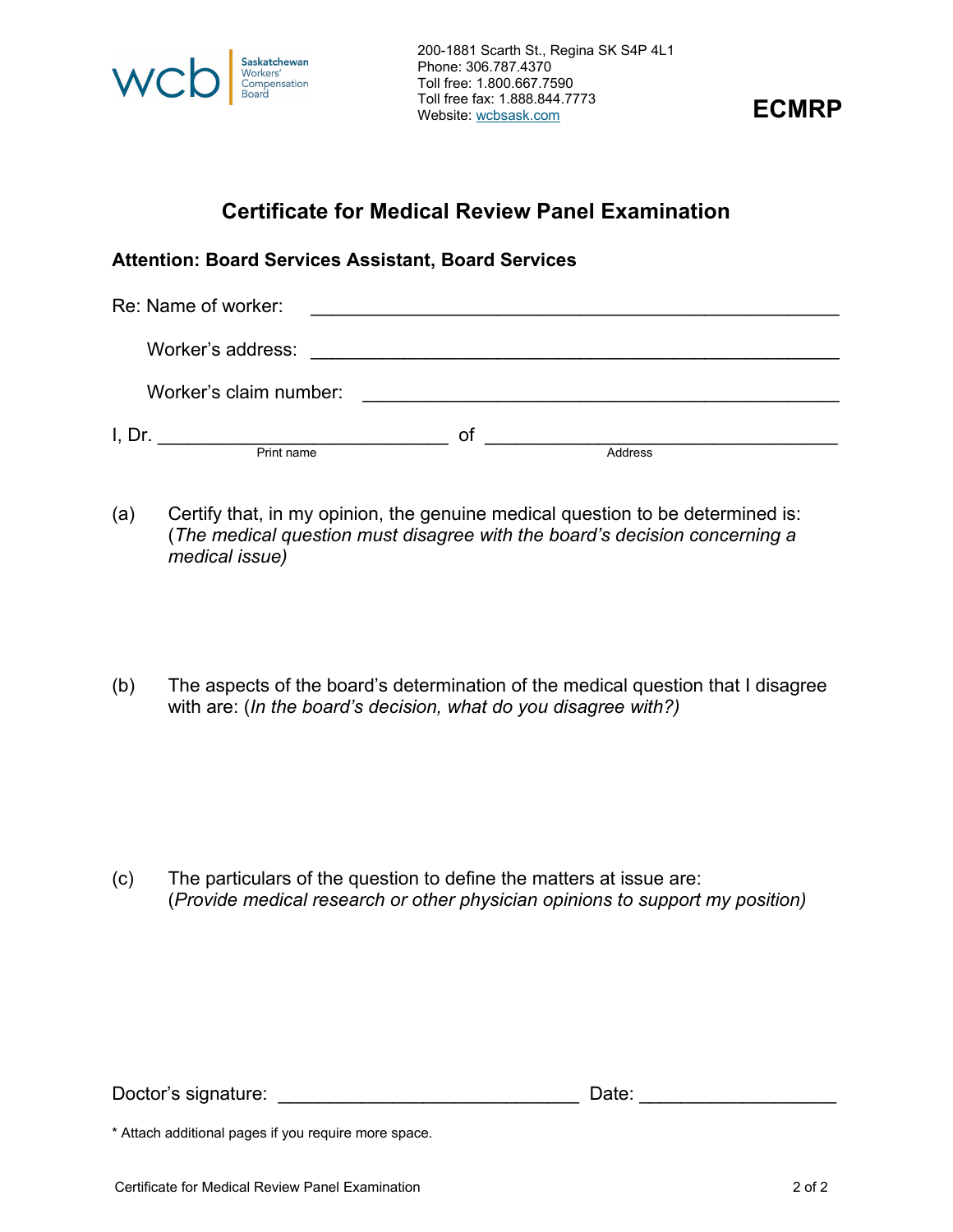wcb Saskatchewan Workers' Compensation Board

200-1881 Scarth St., Regina SK S4P 4L1
Phone: 306.787.4370
Toll free: 1.800.667.7590
Toll free fax: 1.888.844.7773
Website: [wcbsask.com](wcbsask.com)

**ECMRP**

## Certificate for Medical Review Panel Examination

**Attention: Board Services Assistant, Board Services**

Re: Name of worker: ______________________________________________

Worker's address: ______________________________________________

Worker's claim number: ______________________________________________

I, Dr. ____________________________ of ______________________________
Print name Address

(a) Certify that, in my opinion, the genuine medical question to be determined is: (*The medical question must disagree with the board's decision concerning a medical issue)*

(b) The aspects of the board's determination of the medical question that I disagree with are: (*In the board's decision, what do you disagree with?)*

(c) The particulars of the question to define the matters at issue are: (*Provide medical research or other physician opinions to support my position)*

Doctor's signature: ____________________________ Date: __________________

\* Attach additional pages if you require more space.